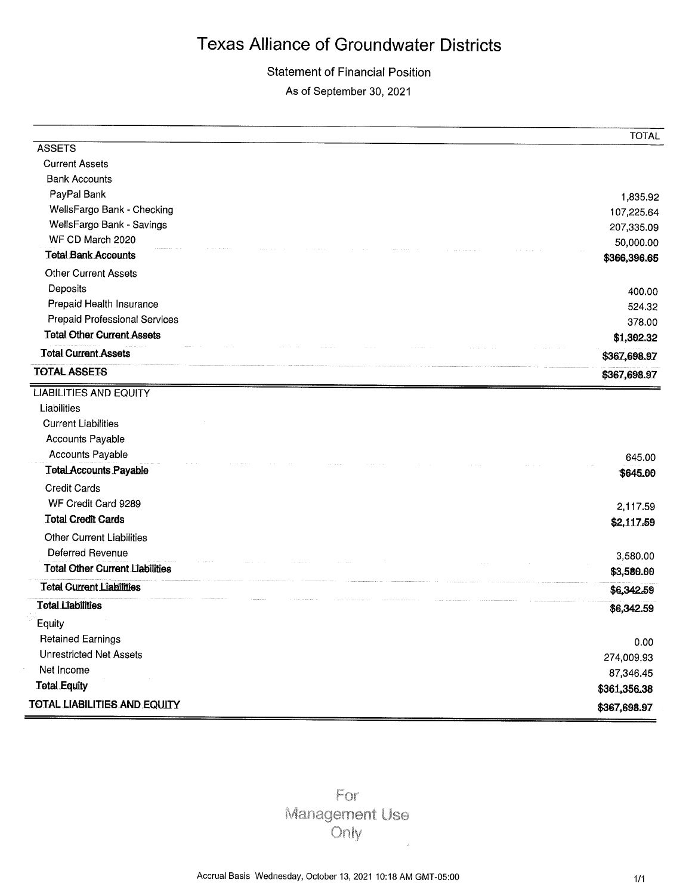# Texas Alliance of Groundwater Districts

## Statement of Financial Position

As of September 30, 2021

| | TOTAL |
|---|---|
| **ASSETS** | |
| Current Assets | |
| Bank Accounts | |
| PayPal Bank | 1,835.92 |
| WellsFargo Bank - Checking | 107,225.64 |
| WellsFargo Bank - Savings | 207,335.09 |
| WF CD March 2020 | 50,000.00 |
| **Total Bank Accounts** | **$366,396.65** |
| Other Current Assets | |
| Deposits | 400.00 |
| Prepaid Health Insurance | 524.32 |
| Prepaid Professional Services | 378.00 |
| **Total Other Current Assets** | **$1,302.32** |
| **Total Current Assets** | **$367,698.97** |
| **TOTAL ASSETS** | **$367,698.97** |
| **LIABILITIES AND EQUITY** | |
| Liabilities | |
| Current Liabilities | |
| Accounts Payable | |
| Accounts Payable | 645.00 |
| **Total Accounts Payable** | **$645.00** |
| Credit Cards | |
| WF Credit Card 9289 | 2,117.59 |
| **Total Credit Cards** | **$2,117.59** |
| Other Current Liabilities | |
| Deferred Revenue | 3,580.00 |
| **Total Other Current Liabilities** | **$3,580.00** |
| **Total Current Liabilities** | **$6,342.59** |
| **Total Liabilities** | **$6,342.59** |
| Equity | |
| Retained Earnings | 0.00 |
| Unrestricted Net Assets | 274,009.93 |
| Net Income | 87,346.45 |
| **Total Equity** | **$361,356.38** |
| **TOTAL LIABILITIES AND EQUITY** | **$367,698.97** |

For Management Use Only

Accrual Basis Wednesday, October 13, 2021 10:18 AM GMT-05:00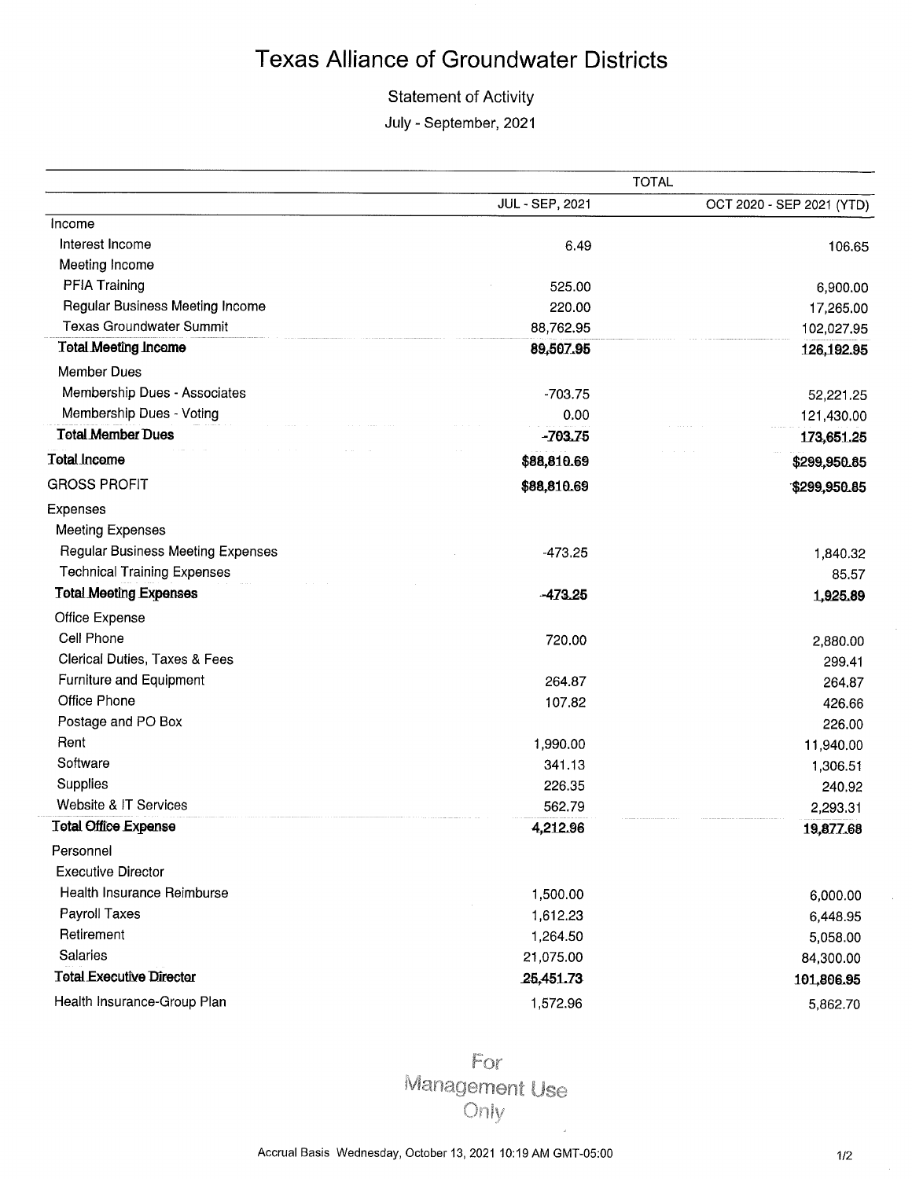# Texas Alliance of Groundwater Districts

Statement of Activity

July - September, 2021

| | TOTAL | |
|---|---|---|
| | JUL - SEP, 2021 | OCT 2020 - SEP 2021 (YTD) |
| Income | | |
| Interest Income | 6.49 | 106.65 |
| Meeting Income | | |
| PFIA Training | 525.00 | 6,900.00 |
| Regular Business Meeting Income | 220.00 | 17,265.00 |
| Texas Groundwater Summit | 88,762.95 | 102,027.95 |
| **Total Meeting Income** | **89,507.95** | **126,192.95** |
| Member Dues | | |
| Membership Dues - Associates | -703.75 | 52,221.25 |
| Membership Dues - Voting | 0.00 | 121,430.00 |
| **Total Member Dues** | **-703.75** | **173,651.25** |
| **Total Income** | **$88,810.69** | **$299,950.85** |
| GROSS PROFIT | **$88,810.69** | **$299,950.85** |
| Expenses | | |
| Meeting Expenses | | |
| Regular Business Meeting Expenses | -473.25 | 1,840.32 |
| Technical Training Expenses | | 85.57 |
| **Total Meeting Expenses** | **-473.25** | **1,925.89** |
| Office Expense | | |
| Cell Phone | 720.00 | 2,880.00 |
| Clerical Duties, Taxes & Fees | | 299.41 |
| Furniture and Equipment | 264.87 | 264.87 |
| Office Phone | 107.82 | 426.66 |
| Postage and PO Box | | 226.00 |
| Rent | 1,990.00 | 11,940.00 |
| Software | 341.13 | 1,306.51 |
| Supplies | 226.35 | 240.92 |
| Website & IT Services | 562.79 | 2,293.31 |
| **Total Office Expense** | **4,212.96** | **19,877.68** |
| Personnel | | |
| Executive Director | | |
| Health Insurance Reimburse | 1,500.00 | 6,000.00 |
| Payroll Taxes | 1,612.23 | 6,448.95 |
| Retirement | 1,264.50 | 5,058.00 |
| Salaries | 21,075.00 | 84,300.00 |
| **Total Executive Director** | **25,451.73** | **101,806.95** |
| Health Insurance-Group Plan | 1,572.96 | 5,862.70 |

For Management Use Only

Accrual Basis Wednesday, October 13, 2021 10:19 AM GMT-05:00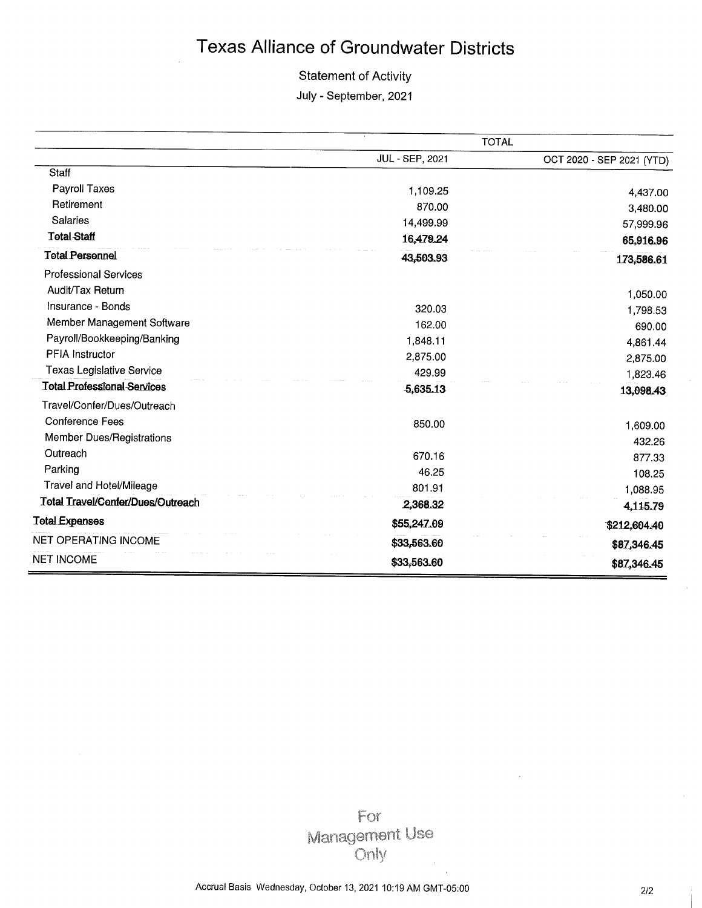# Texas Alliance of Groundwater Districts

Statement of Activity

July - September, 2021

| | TOTAL | |
|---|---|---|
| | JUL - SEP, 2021 | OCT 2020 - SEP 2021 (YTD) |
| Staff | | |
| Payroll Taxes | 1,109.25 | 4,437.00 |
| Retirement | 870.00 | 3,480.00 |
| Salaries | 14,499.99 | 57,999.96 |
| **Total Staff** | **16,479.24** | **65,916.96** |
| **Total Personnel** | **43,503.93** | **173,586.61** |
| Professional Services | | |
| Audit/Tax Return | | 1,050.00 |
| Insurance - Bonds | 320.03 | 1,798.53 |
| Member Management Software | 162.00 | 690.00 |
| Payroll/Bookkeeping/Banking | 1,848.11 | 4,861.44 |
| PFIA Instructor | 2,875.00 | 2,875.00 |
| Texas Legislative Service | 429.99 | 1,823.46 |
| **Total Professional Services** | **5,635.13** | **13,098.43** |
| Travel/Confer/Dues/Outreach | | |
| Conference Fees | 850.00 | 1,609.00 |
| Member Dues/Registrations | | 432.26 |
| Outreach | 670.16 | 877.33 |
| Parking | 46.25 | 108.25 |
| Travel and Hotel/Mileage | 801.91 | 1,088.95 |
| **Total Travel/Confer/Dues/Outreach** | **2,368.32** | **4,115.79** |
| **Total Expenses** | **$55,247.09** | **$212,604.40** |
| NET OPERATING INCOME | **$33,563.60** | **$87,346.45** |
| NET INCOME | **$33,563.60** | **$87,346.45** |

For Management Use Only

Accrual Basis Wednesday, October 13, 2021 10:19 AM GMT-05:00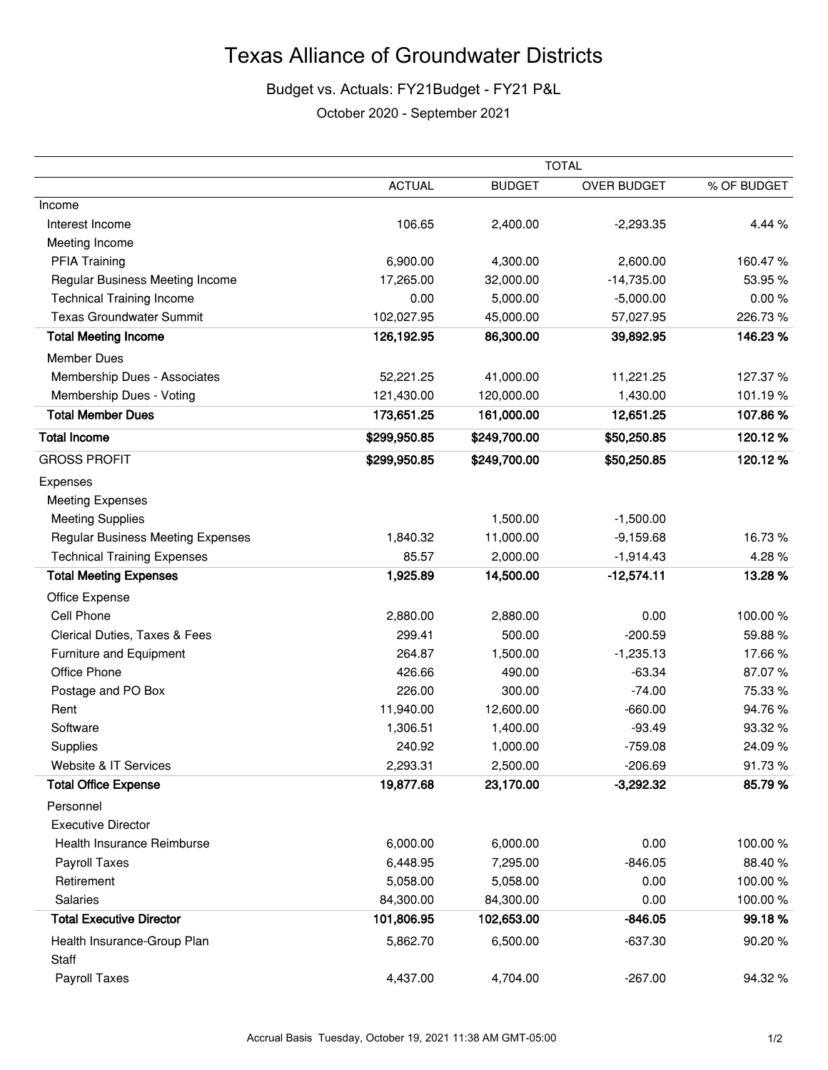# Texas Alliance of Groundwater Districts

## Budget vs. Actuals: FY21Budget - FY21 P&L

October 2020 - September 2021

| | TOTAL | | | |
|---|---|---|---|---|
| | ACTUAL | BUDGET | OVER BUDGET | % OF BUDGET |
| Income | | | | |
| Interest Income | 106.65 | 2,400.00 | -2,293.35 | 4.44 % |
| Meeting Income | | | | |
| PFIA Training | 6,900.00 | 4,300.00 | 2,600.00 | 160.47 % |
| Regular Business Meeting Income | 17,265.00 | 32,000.00 | -14,735.00 | 53.95 % |
| Technical Training Income | 0.00 | 5,000.00 | -5,000.00 | 0.00 % |
| Texas Groundwater Summit | 102,027.95 | 45,000.00 | 57,027.95 | 226.73 % |
| **Total Meeting Income** | **126,192.95** | **86,300.00** | **39,892.95** | **146.23 %** |
| Member Dues | | | | |
| Membership Dues - Associates | 52,221.25 | 41,000.00 | 11,221.25 | 127.37 % |
| Membership Dues - Voting | 121,430.00 | 120,000.00 | 1,430.00 | 101.19 % |
| **Total Member Dues** | **173,651.25** | **161,000.00** | **12,651.25** | **107.86 %** |
| **Total Income** | **$299,950.85** | **$249,700.00** | **$50,250.85** | **120.12 %** |
| GROSS PROFIT | **$299,950.85** | **$249,700.00** | **$50,250.85** | **120.12 %** |
| Expenses | | | | |
| Meeting Expenses | | | | |
| Meeting Supplies | | 1,500.00 | -1,500.00 | |
| Regular Business Meeting Expenses | 1,840.32 | 11,000.00 | -9,159.68 | 16.73 % |
| Technical Training Expenses | 85.57 | 2,000.00 | -1,914.43 | 4.28 % |
| **Total Meeting Expenses** | **1,925.89** | **14,500.00** | **-12,574.11** | **13.28 %** |
| Office Expense | | | | |
| Cell Phone | 2,880.00 | 2,880.00 | 0.00 | 100.00 % |
| Clerical Duties, Taxes & Fees | 299.41 | 500.00 | -200.59 | 59.88 % |
| Furniture and Equipment | 264.87 | 1,500.00 | -1,235.13 | 17.66 % |
| Office Phone | 426.66 | 490.00 | -63.34 | 87.07 % |
| Postage and PO Box | 226.00 | 300.00 | -74.00 | 75.33 % |
| Rent | 11,940.00 | 12,600.00 | -660.00 | 94.76 % |
| Software | 1,306.51 | 1,400.00 | -93.49 | 93.32 % |
| Supplies | 240.92 | 1,000.00 | -759.08 | 24.09 % |
| Website & IT Services | 2,293.31 | 2,500.00 | -206.69 | 91.73 % |
| **Total Office Expense** | **19,877.68** | **23,170.00** | **-3,292.32** | **85.79 %** |
| Personnel | | | | |
| Executive Director | | | | |
| Health Insurance Reimburse | 6,000.00 | 6,000.00 | 0.00 | 100.00 % |
| Payroll Taxes | 6,448.95 | 7,295.00 | -846.05 | 88.40 % |
| Retirement | 5,058.00 | 5,058.00 | 0.00 | 100.00 % |
| Salaries | 84,300.00 | 84,300.00 | 0.00 | 100.00 % |
| **Total Executive Director** | **101,806.95** | **102,653.00** | **-846.05** | **99.18 %** |
| Health Insurance-Group Plan | 5,862.70 | 6,500.00 | -637.30 | 90.20 % |
| Staff | | | | |
| Payroll Taxes | 4,437.00 | 4,704.00 | -267.00 | 94.32 % |

Accrual Basis Tuesday, October 19, 2021 11:38 AM GMT-05:00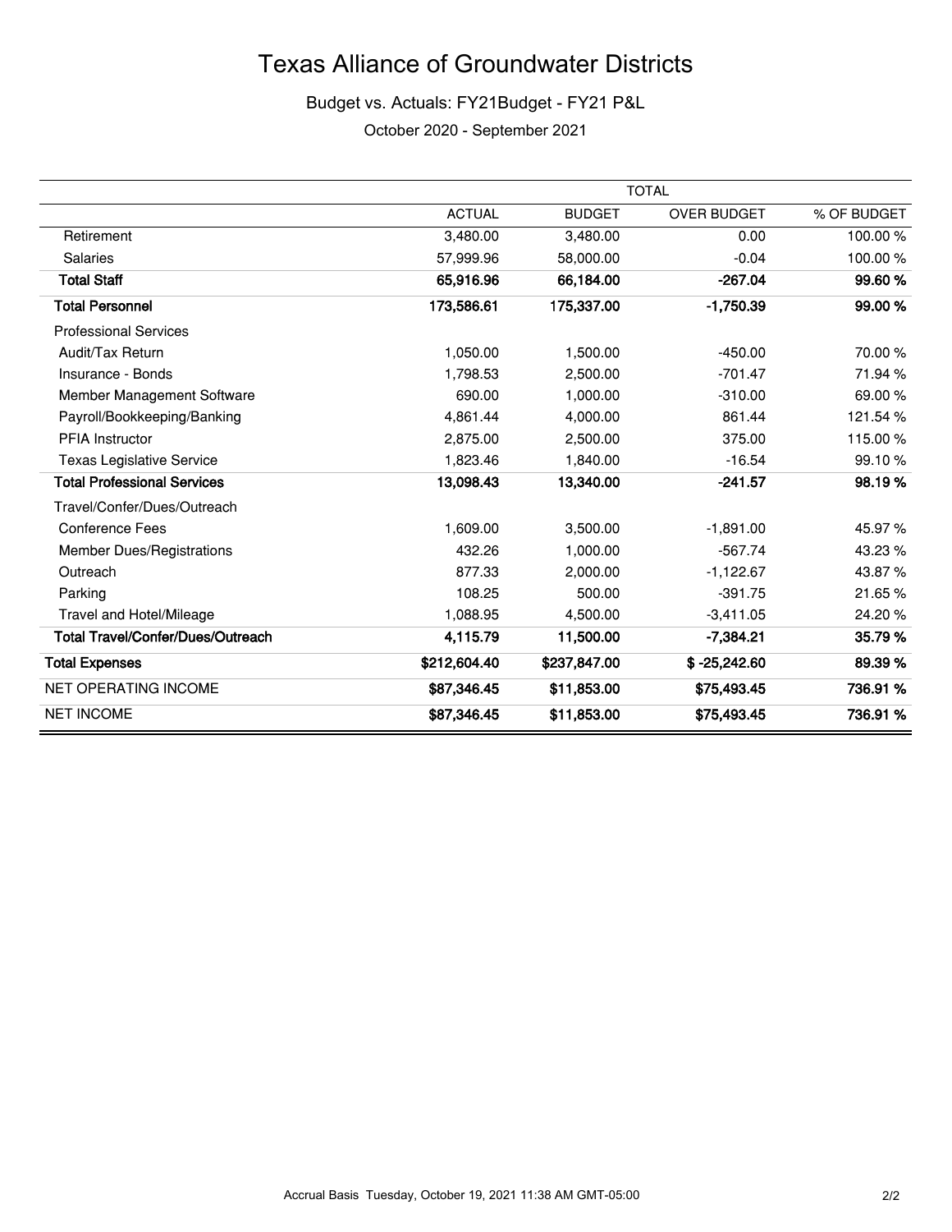# Texas Alliance of Groundwater Districts

Budget vs. Actuals: FY21Budget - FY21 P&L

October 2020 - September 2021

| | TOTAL | | | |
|---|---|---|---|---|
| | ACTUAL | BUDGET | OVER BUDGET | % OF BUDGET |
| Retirement | 3,480.00 | 3,480.00 | 0.00 | 100.00 % |
| Salaries | 57,999.96 | 58,000.00 | -0.04 | 100.00 % |
| **Total Staff** | **65,916.96** | **66,184.00** | **-267.04** | **99.60 %** |
| **Total Personnel** | **173,586.61** | **175,337.00** | **-1,750.39** | **99.00 %** |
| Professional Services | | | | |
| Audit/Tax Return | 1,050.00 | 1,500.00 | -450.00 | 70.00 % |
| Insurance - Bonds | 1,798.53 | 2,500.00 | -701.47 | 71.94 % |
| Member Management Software | 690.00 | 1,000.00 | -310.00 | 69.00 % |
| Payroll/Bookkeeping/Banking | 4,861.44 | 4,000.00 | 861.44 | 121.54 % |
| PFIA Instructor | 2,875.00 | 2,500.00 | 375.00 | 115.00 % |
| Texas Legislative Service | 1,823.46 | 1,840.00 | -16.54 | 99.10 % |
| **Total Professional Services** | **13,098.43** | **13,340.00** | **-241.57** | **98.19 %** |
| Travel/Confer/Dues/Outreach | | | | |
| Conference Fees | 1,609.00 | 3,500.00 | -1,891.00 | 45.97 % |
| Member Dues/Registrations | 432.26 | 1,000.00 | -567.74 | 43.23 % |
| Outreach | 877.33 | 2,000.00 | -1,122.67 | 43.87 % |
| Parking | 108.25 | 500.00 | -391.75 | 21.65 % |
| Travel and Hotel/Mileage | 1,088.95 | 4,500.00 | -3,411.05 | 24.20 % |
| **Total Travel/Confer/Dues/Outreach** | **4,115.79** | **11,500.00** | **-7,384.21** | **35.79 %** |
| **Total Expenses** | **$212,604.40** | **$237,847.00** | **$ -25,242.60** | **89.39 %** |
| NET OPERATING INCOME | **$87,346.45** | **$11,853.00** | **$75,493.45** | **736.91 %** |
| NET INCOME | **$87,346.45** | **$11,853.00** | **$75,493.45** | **736.91 %** |

Accrual Basis Tuesday, October 19, 2021 11:38 AM GMT-05:00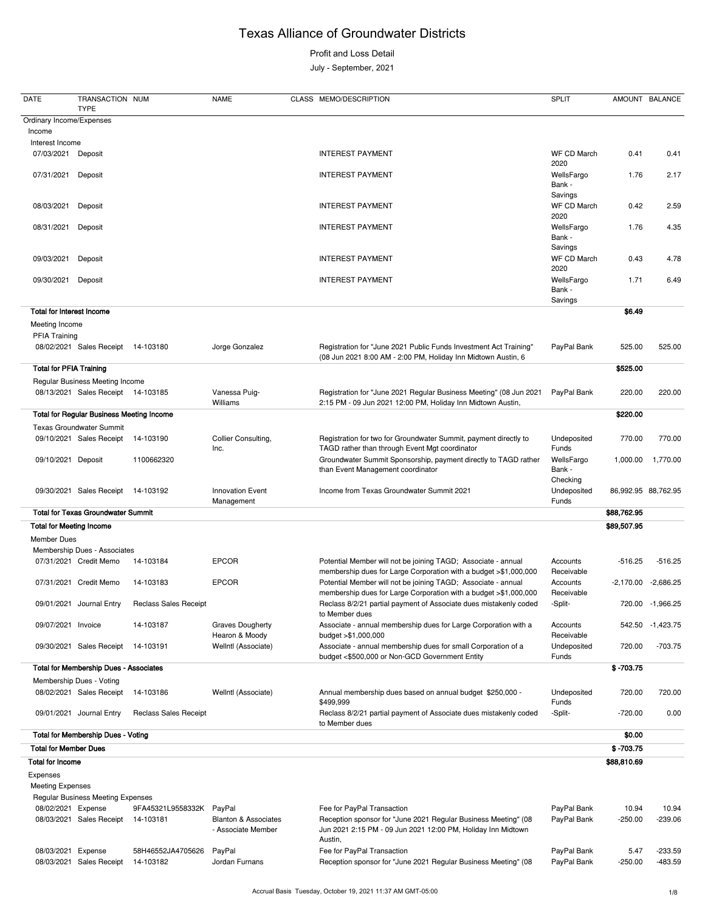# Texas Alliance of Groundwater Districts

Profit and Loss Detail

July - September, 2021

| DATE | TRANSACTION TYPE | NUM | NAME | CLASS | MEMO/DESCRIPTION | SPLIT | AMOUNT | BALANCE |
|---|---|---|---|---|---|---|---|---|
| Ordinary Income/Expenses | | | | | | | | |
| Income | | | | | | | | |
| Interest Income | | | | | | | | |
| 07/03/2021 | Deposit | | | | INTEREST PAYMENT | WF CD March 2020 | 0.41 | 0.41 |
| 07/31/2021 | Deposit | | | | INTEREST PAYMENT | WellsFargo Bank - Savings | 1.76 | 2.17 |
| 08/03/2021 | Deposit | | | | INTEREST PAYMENT | WF CD March 2020 | 0.42 | 2.59 |
| 08/31/2021 | Deposit | | | | INTEREST PAYMENT | WellsFargo Bank - Savings | 1.76 | 4.35 |
| 09/03/2021 | Deposit | | | | INTEREST PAYMENT | WF CD March 2020 | 0.43 | 4.78 |
| 09/30/2021 | Deposit | | | | INTEREST PAYMENT | WellsFargo Bank - Savings | 1.71 | 6.49 |
| **Total for Interest Income** | | | | | | | **$6.49** | |
| Meeting Income | | | | | | | | |
| PFIA Training | | | | | | | | |
| 08/02/2021 | Sales Receipt | 14-103180 | Jorge Gonzalez | | Registration for "June 2021 Public Funds Investment Act Training" (08 Jun 2021 8:00 AM - 2:00 PM, Holiday Inn Midtown Austin, 6 | PayPal Bank | 525.00 | 525.00 |
| **Total for PFIA Training** | | | | | | | **$525.00** | |
| Regular Business Meeting Income | | | | | | | | |
| 08/13/2021 | Sales Receipt | 14-103185 | Vanessa Puig-Williams | | Registration for "June 2021 Regular Business Meeting" (08 Jun 2021 2:15 PM - 09 Jun 2021 12:00 PM, Holiday Inn Midtown Austin, | PayPal Bank | 220.00 | 220.00 |
| **Total for Regular Business Meeting Income** | | | | | | | **$220.00** | |
| Texas Groundwater Summit | | | | | | | | |
| 09/10/2021 | Sales Receipt | 14-103190 | Collier Consulting, Inc. | | Registration for two for Groundwater Summit, payment directly to TAGD rather than through Event Mgt coordinator | Undeposited Funds | 770.00 | 770.00 |
| 09/10/2021 | Deposit | 1100662320 | | | Groundwater Summit Sponsorship, payment directly to TAGD rather than Event Management coordinator | WellsFargo Bank - Checking | 1,000.00 | 1,770.00 |
| 09/30/2021 | Sales Receipt | 14-103192 | Innovation Event Management | | Income from Texas Groundwater Summit 2021 | Undeposited Funds | 86,992.95 | 88,762.95 |
| **Total for Texas Groundwater Summit** | | | | | | | **$88,762.95** | |
| **Total for Meeting Income** | | | | | | | **$89,507.95** | |
| Member Dues | | | | | | | | |
| Membership Dues - Associates | | | | | | | | |
| 07/31/2021 | Credit Memo | 14-103184 | EPCOR | | Potential Member will not be joining TAGD; Associate - annual membership dues for Large Corporation with a budget >$1,000,000 | Accounts Receivable | -516.25 | -516.25 |
| 07/31/2021 | Credit Memo | 14-103183 | EPCOR | | Potential Member will not be joining TAGD; Associate - annual membership dues for Large Corporation with a budget >$1,000,000 | Accounts Receivable | -2,170.00 | -2,686.25 |
| 09/01/2021 | Journal Entry | Reclass Sales Receipt | | | Reclass 8/2/21 partial payment of Associate dues mistakenly coded to Member dues | -Split- | 720.00 | -1,966.25 |
| 09/07/2021 | Invoice | 14-103187 | Graves Dougherty Hearon & Moody | | Associate - annual membership dues for Large Corporation with a budget >$1,000,000 | Accounts Receivable | 542.50 | -1,423.75 |
| 09/30/2021 | Sales Receipt | 14-103191 | WellntI (Associate) | | Associate - annual membership dues for small Corporation of a budget <$500,000 or Non-GCD Government Entity | Undeposited Funds | 720.00 | -703.75 |
| **Total for Membership Dues - Associates** | | | | | | | **$ -703.75** | |
| Membership Dues - Voting | | | | | | | | |
| 08/02/2021 | Sales Receipt | 14-103186 | WellntI (Associate) | | Annual membership dues based on annual budget $250,000 - $499,999 | Undeposited Funds | 720.00 | 720.00 |
| 09/01/2021 | Journal Entry | Reclass Sales Receipt | | | Reclass 8/2/21 partial payment of Associate dues mistakenly coded to Member dues | -Split- | -720.00 | 0.00 |
| **Total for Membership Dues - Voting** | | | | | | | **$0.00** | |
| **Total for Member Dues** | | | | | | | **$ -703.75** | |
| **Total for Income** | | | | | | | **$88,810.69** | |
| Expenses | | | | | | | | |
| Meeting Expenses | | | | | | | | |
| Regular Business Meeting Expenses | | | | | | | | |
| 08/02/2021 | Expense | 9FA45321L9558332K | PayPal | | Fee for PayPal Transaction | PayPal Bank | 10.94 | 10.94 |
| 08/03/2021 | Sales Receipt | 14-103181 | Blanton & Associates - Associate Member | | Reception sponsor for "June 2021 Regular Business Meeting" (08 Jun 2021 2:15 PM - 09 Jun 2021 12:00 PM, Holiday Inn Midtown Austin, | PayPal Bank | -250.00 | -239.06 |
| 08/03/2021 | Expense | 58H46552JA4705626 | PayPal | | Fee for PayPal Transaction | PayPal Bank | 5.47 | -233.59 |
| 08/03/2021 | Sales Receipt | 14-103182 | Jordan Furnans | | Reception sponsor for "June 2021 Regular Business Meeting" (08 | PayPal Bank | -250.00 | -483.59 |

Accrual Basis Tuesday, October 19, 2021 11:37 AM GMT-05:00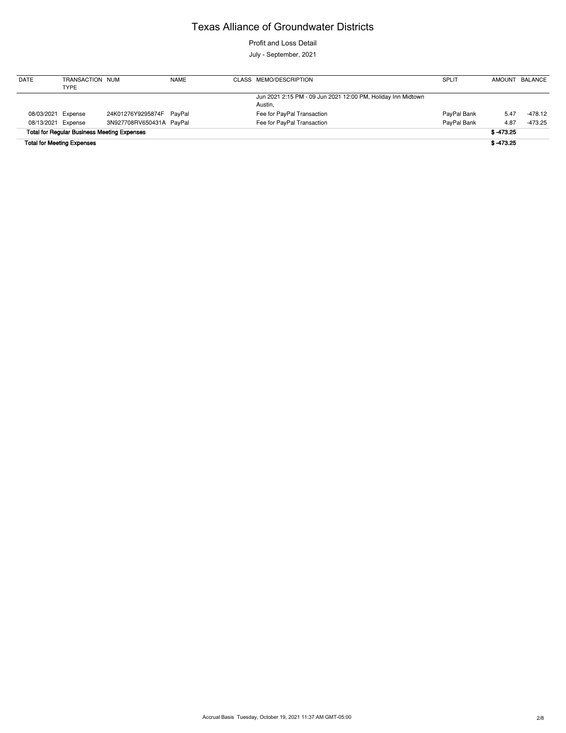# Texas Alliance of Groundwater Districts

Profit and Loss Detail

July - September, 2021

| DATE | TRANSACTION TYPE | NUM | NAME | CLASS | MEMO/DESCRIPTION | SPLIT | AMOUNT | BALANCE |
|---|---|---|---|---|---|---|---|---|
| | | | | | Jun 2021 2:15 PM - 09 Jun 2021 12:00 PM, Holiday Inn Midtown Austin, | | | |
| 08/03/2021 | Expense | 24K01276Y9295874F | PayPal | | Fee for PayPal Transaction | PayPal Bank | 5.47 | -478.12 |
| 08/13/2021 | Expense | 3N927708RV650431A | PayPal | | Fee for PayPal Transaction | PayPal Bank | 4.87 | -473.25 |
| **Total for Regular Business Meeting Expenses** | | | | | | | **$ -473.25** | |
| **Total for Meeting Expenses** | | | | | | | **$ -473.25** | |

Accrual Basis Tuesday, October 19, 2021 11:37 AM GMT-05:00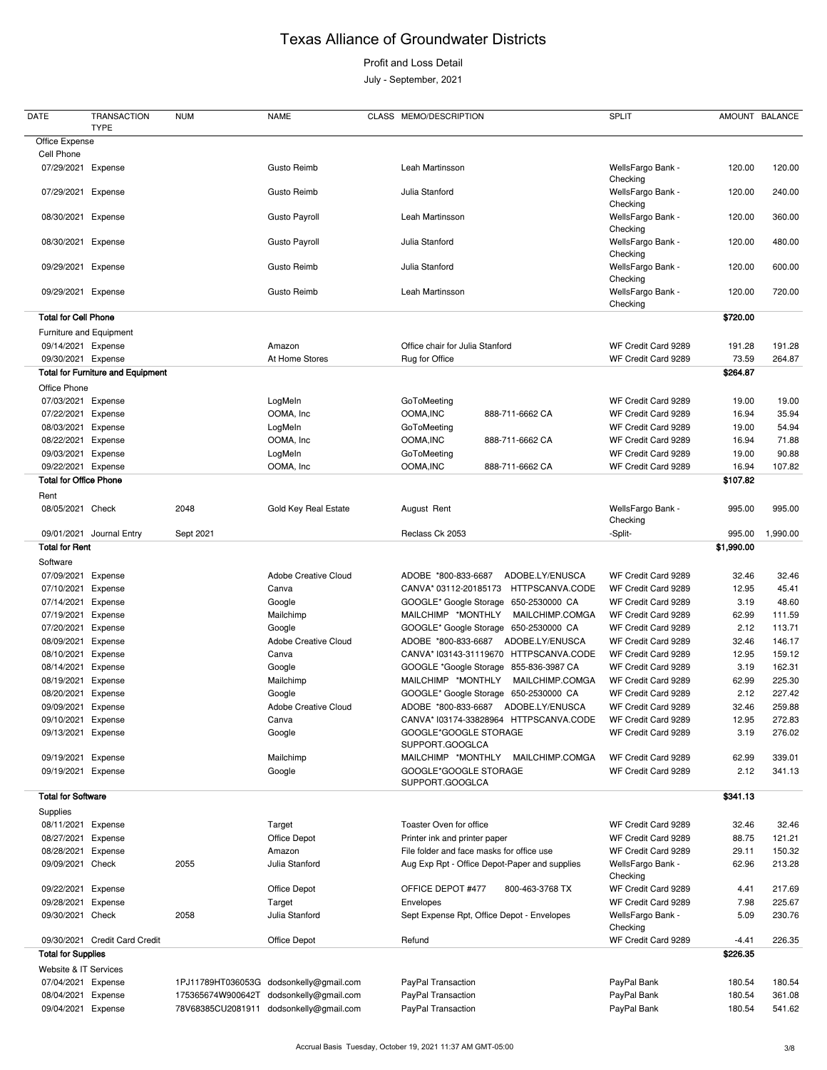# Texas Alliance of Groundwater Districts

Profit and Loss Detail

July - September, 2021

| DATE | TRANSACTION TYPE | NUM | NAME | CLASS | MEMO/DESCRIPTION | SPLIT | AMOUNT | BALANCE |
|---|---|---|---|---|---|---|---|---|
| Office Expense | | | | | | | | |
| Cell Phone | | | | | | | | |
| 07/29/2021 | Expense | | Gusto Reimb | | Leah Martinsson | WellsFargo Bank - Checking | 120.00 | 120.00 |
| 07/29/2021 | Expense | | Gusto Reimb | | Julia Stanford | WellsFargo Bank - Checking | 120.00 | 240.00 |
| 08/30/2021 | Expense | | Gusto Payroll | | Leah Martinsson | WellsFargo Bank - Checking | 120.00 | 360.00 |
| 08/30/2021 | Expense | | Gusto Payroll | | Julia Stanford | WellsFargo Bank - Checking | 120.00 | 480.00 |
| 09/29/2021 | Expense | | Gusto Reimb | | Julia Stanford | WellsFargo Bank - Checking | 120.00 | 600.00 |
| 09/29/2021 | Expense | | Gusto Reimb | | Leah Martinsson | WellsFargo Bank - Checking | 120.00 | 720.00 |
| **Total for Cell Phone** | | | | | | | **$720.00** | |
| Furniture and Equipment | | | | | | | | |
| 09/14/2021 | Expense | | Amazon | | Office chair for Julia Stanford | WF Credit Card 9289 | 191.28 | 191.28 |
| 09/30/2021 | Expense | | At Home Stores | | Rug for Office | WF Credit Card 9289 | 73.59 | 264.87 |
| **Total for Furniture and Equipment** | | | | | | | **$264.87** | |
| Office Phone | | | | | | | | |
| 07/03/2021 | Expense | | LogMeIn | | GoToMeeting | WF Credit Card 9289 | 19.00 | 19.00 |
| 07/22/2021 | Expense | | OOMA, Inc | | OOMA,INC 888-711-6662 CA | WF Credit Card 9289 | 16.94 | 35.94 |
| 08/03/2021 | Expense | | LogMeIn | | GoToMeeting | WF Credit Card 9289 | 19.00 | 54.94 |
| 08/22/2021 | Expense | | OOMA, Inc | | OOMA,INC 888-711-6662 CA | WF Credit Card 9289 | 16.94 | 71.88 |
| 09/03/2021 | Expense | | LogMeIn | | GoToMeeting | WF Credit Card 9289 | 19.00 | 90.88 |
| 09/22/2021 | Expense | | OOMA, Inc | | OOMA,INC 888-711-6662 CA | WF Credit Card 9289 | 16.94 | 107.82 |
| **Total for Office Phone** | | | | | | | **$107.82** | |
| Rent | | | | | | | | |
| 08/05/2021 | Check | 2048 | Gold Key Real Estate | | August Rent | WellsFargo Bank - Checking | 995.00 | 995.00 |
| 09/01/2021 | Journal Entry | Sept 2021 | | | Reclass Ck 2053 | -Split- | 995.00 | 1,990.00 |
| **Total for Rent** | | | | | | | **$1,990.00** | |
| Software | | | | | | | | |
| 07/09/2021 | Expense | | Adobe Creative Cloud | | ADOBE *800-833-6687 ADOBE.LY/ENUSCA | WF Credit Card 9289 | 32.46 | 32.46 |
| 07/10/2021 | Expense | | Canva | | CANVA* 03112-20185173 HTTPSCANVA.CODE | WF Credit Card 9289 | 12.95 | 45.41 |
| 07/14/2021 | Expense | | Google | | GOOGLE* Google Storage 650-2530000 CA | WF Credit Card 9289 | 3.19 | 48.60 |
| 07/19/2021 | Expense | | Mailchimp | | MAILCHIMP *MONTHLY MAILCHIMP.COMGA | WF Credit Card 9289 | 62.99 | 111.59 |
| 07/20/2021 | Expense | | Google | | GOOGLE* Google Storage 650-2530000 CA | WF Credit Card 9289 | 2.12 | 113.71 |
| 08/09/2021 | Expense | | Adobe Creative Cloud | | ADOBE *800-833-6687 ADOBE.LY/ENUSCA | WF Credit Card 9289 | 32.46 | 146.17 |
| 08/10/2021 | Expense | | Canva | | CANVA* I03143-31119670 HTTPSCANVA.CODE | WF Credit Card 9289 | 12.95 | 159.12 |
| 08/14/2021 | Expense | | Google | | GOOGLE *Google Storage 855-836-3987 CA | WF Credit Card 9289 | 3.19 | 162.31 |
| 08/19/2021 | Expense | | Mailchimp | | MAILCHIMP *MONTHLY MAILCHIMP.COMGA | WF Credit Card 9289 | 62.99 | 225.30 |
| 08/20/2021 | Expense | | Google | | GOOGLE* Google Storage 650-2530000 CA | WF Credit Card 9289 | 2.12 | 227.42 |
| 09/09/2021 | Expense | | Adobe Creative Cloud | | ADOBE *800-833-6687 ADOBE.LY/ENUSCA | WF Credit Card 9289 | 32.46 | 259.88 |
| 09/10/2021 | Expense | | Canva | | CANVA* I03174-33828964 HTTPSCANVA.CODE | WF Credit Card 9289 | 12.95 | 272.83 |
| 09/13/2021 | Expense | | Google | | GOOGLE*GOOGLE STORAGE SUPPORT.GOOGLCA | WF Credit Card 9289 | 3.19 | 276.02 |
| 09/19/2021 | Expense | | Mailchimp | | MAILCHIMP *MONTHLY MAILCHIMP.COMGA | WF Credit Card 9289 | 62.99 | 339.01 |
| 09/19/2021 | Expense | | Google | | GOOGLE*GOOGLE STORAGE SUPPORT.GOOGLCA | WF Credit Card 9289 | 2.12 | 341.13 |
| **Total for Software** | | | | | | | **$341.13** | |
| Supplies | | | | | | | | |
| 08/11/2021 | Expense | | Target | | Toaster Oven for office | WF Credit Card 9289 | 32.46 | 32.46 |
| 08/27/2021 | Expense | | Office Depot | | Printer ink and printer paper | WF Credit Card 9289 | 88.75 | 121.21 |
| 08/28/2021 | Expense | | Amazon | | File folder and face masks for office use | WF Credit Card 9289 | 29.11 | 150.32 |
| 09/09/2021 | Check | 2055 | Julia Stanford | | Aug Exp Rpt - Office Depot-Paper and supplies | WellsFargo Bank - Checking | 62.96 | 213.28 |
| 09/22/2021 | Expense | | Office Depot | | OFFICE DEPOT #477 800-463-3768 TX | WF Credit Card 9289 | 4.41 | 217.69 |
| 09/28/2021 | Expense | | Target | | Envelopes | WF Credit Card 9289 | 7.98 | 225.67 |
| 09/30/2021 | Check | 2058 | Julia Stanford | | Sept Expense Rpt, Office Depot - Envelopes | WellsFargo Bank - Checking | 5.09 | 230.76 |
| 09/30/2021 | Credit Card Credit | | Office Depot | | Refund | WF Credit Card 9289 | -4.41 | 226.35 |
| **Total for Supplies** | | | | | | | **$226.35** | |
| Website & IT Services | | | | | | | | |
| 07/04/2021 | Expense | 1PJ11789HT036053G | dodsonkelly@gmail.com | | PayPal Transaction | PayPal Bank | 180.54 | 180.54 |
| 08/04/2021 | Expense | 175365674W900642T | dodsonkelly@gmail.com | | PayPal Transaction | PayPal Bank | 180.54 | 361.08 |
| 09/04/2021 | Expense | 78V68385CU2081911 | dodsonkelly@gmail.com | | PayPal Transaction | PayPal Bank | 180.54 | 541.62 |

Accrual Basis Tuesday, October 19, 2021 11:37 AM GMT-05:00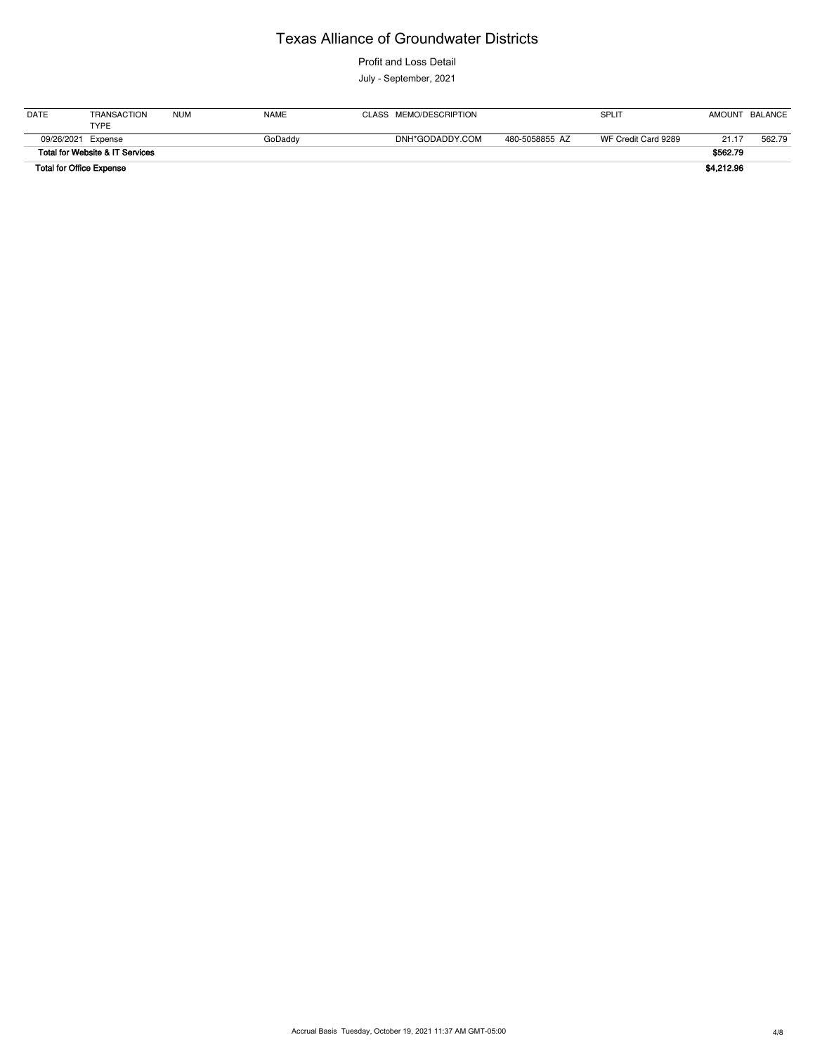# Texas Alliance of Groundwater Districts

Profit and Loss Detail

July - September, 2021

| DATE | TRANSACTION TYPE | NUM | NAME | CLASS | MEMO/DESCRIPTION | SPLIT | AMOUNT | BALANCE |
|---|---|---|---|---|---|---|---|---|
| 09/26/2021 | Expense | | GoDaddy | | DNH*GODADDY.COM 480-5058855 AZ | WF Credit Card 9289 | 21.17 | 562.79 |
| **Total for Website & IT Services** | | | | | | | **$562.79** | |
| **Total for Office Expense** | | | | | | | **$4,212.96** | |

Accrual Basis Tuesday, October 19, 2021 11:37 AM GMT-05:00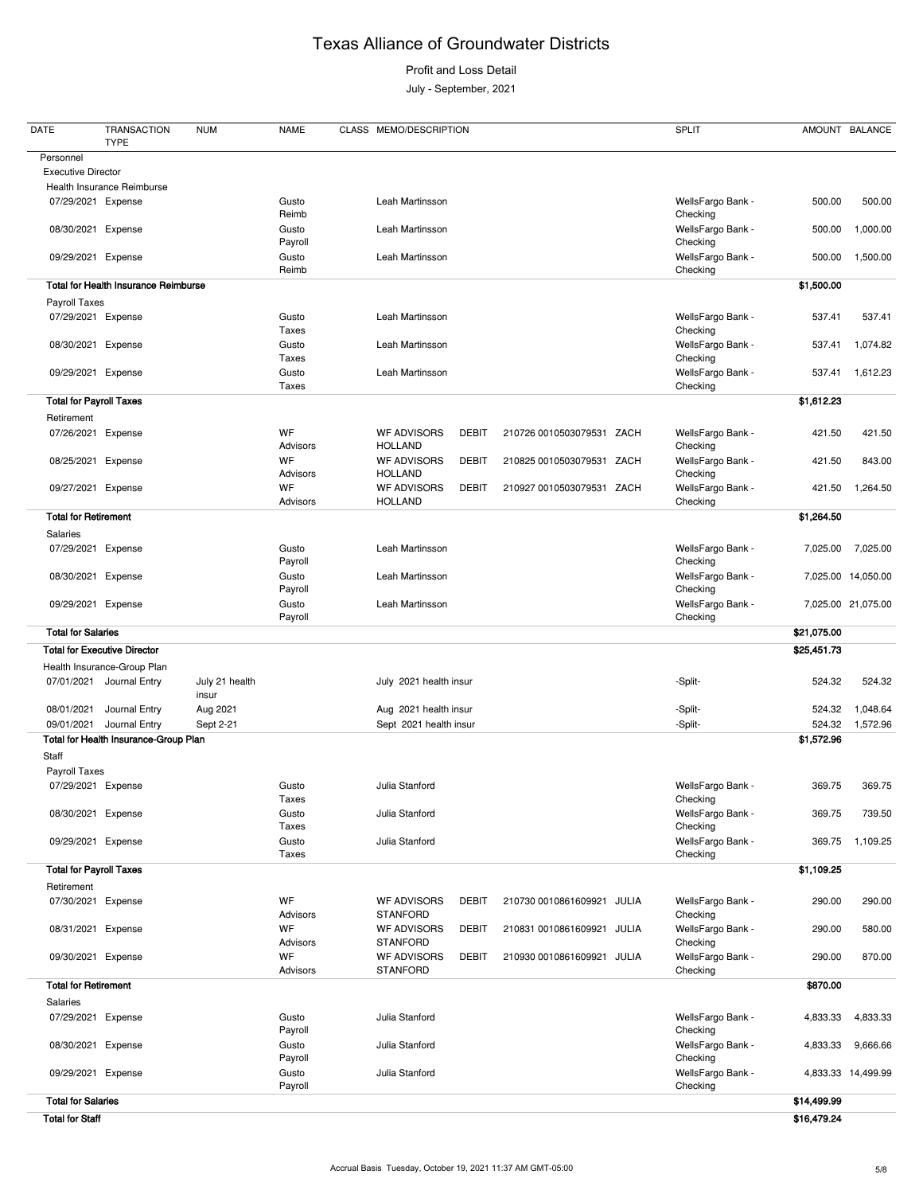# Texas Alliance of Groundwater Districts

Profit and Loss Detail

July - September, 2021

| DATE | TRANSACTION TYPE | NUM | NAME | CLASS | MEMO/DESCRIPTION | SPLIT | AMOUNT | BALANCE |
|---|---|---|---|---|---|---|---|---|
| Personnel | | | | | | | | |
| Executive Director | | | | | | | | |
| Health Insurance Reimburse | | | | | | | | |
| 07/29/2021 | Expense | | Gusto Reimb | | Leah Martinsson | WellsFargo Bank - Checking | 500.00 | 500.00 |
| 08/30/2021 | Expense | | Gusto Payroll | | Leah Martinsson | WellsFargo Bank - Checking | 500.00 | 1,000.00 |
| 09/29/2021 | Expense | | Gusto Reimb | | Leah Martinsson | WellsFargo Bank - Checking | 500.00 | 1,500.00 |
| **Total for Health Insurance Reimburse** | | | | | | | **$1,500.00** | |
| Payroll Taxes | | | | | | | | |
| 07/29/2021 | Expense | | Gusto Taxes | | Leah Martinsson | WellsFargo Bank - Checking | 537.41 | 537.41 |
| 08/30/2021 | Expense | | Gusto Taxes | | Leah Martinsson | WellsFargo Bank - Checking | 537.41 | 1,074.82 |
| 09/29/2021 | Expense | | Gusto Taxes | | Leah Martinsson | WellsFargo Bank - Checking | 537.41 | 1,612.23 |
| **Total for Payroll Taxes** | | | | | | | **$1,612.23** | |
| Retirement | | | | | | | | |
| 07/26/2021 | Expense | | WF Advisors | | WF ADVISORS DEBIT 210726 0010503079531 ZACH HOLLAND | WellsFargo Bank - Checking | 421.50 | 421.50 |
| 08/25/2021 | Expense | | WF Advisors | | WF ADVISORS DEBIT 210825 0010503079531 ZACH HOLLAND | WellsFargo Bank - Checking | 421.50 | 843.00 |
| 09/27/2021 | Expense | | WF Advisors | | WF ADVISORS DEBIT 210927 0010503079531 ZACH HOLLAND | WellsFargo Bank - Checking | 421.50 | 1,264.50 |
| **Total for Retirement** | | | | | | | **$1,264.50** | |
| Salaries | | | | | | | | |
| 07/29/2021 | Expense | | Gusto Payroll | | Leah Martinsson | WellsFargo Bank - Checking | 7,025.00 | 7,025.00 |
| 08/30/2021 | Expense | | Gusto Payroll | | Leah Martinsson | WellsFargo Bank - Checking | 7,025.00 | 14,050.00 |
| 09/29/2021 | Expense | | Gusto Payroll | | Leah Martinsson | WellsFargo Bank - Checking | 7,025.00 | 21,075.00 |
| **Total for Salaries** | | | | | | | **$21,075.00** | |
| **Total for Executive Director** | | | | | | | **$25,451.73** | |
| Health Insurance-Group Plan | | | | | | | | |
| 07/01/2021 | Journal Entry | July 21 health insur | | | July 2021 health insur | -Split- | 524.32 | 524.32 |
| 08/01/2021 | Journal Entry | Aug 2021 | | | Aug 2021 health insur | -Split- | 524.32 | 1,048.64 |
| 09/01/2021 | Journal Entry | Sept 2-21 | | | Sept 2021 health insur | -Split- | 524.32 | 1,572.96 |
| **Total for Health Insurance-Group Plan** | | | | | | | **$1,572.96** | |
| Staff | | | | | | | | |
| Payroll Taxes | | | | | | | | |
| 07/29/2021 | Expense | | Gusto Taxes | | Julia Stanford | WellsFargo Bank - Checking | 369.75 | 369.75 |
| 08/30/2021 | Expense | | Gusto Taxes | | Julia Stanford | WellsFargo Bank - Checking | 369.75 | 739.50 |
| 09/29/2021 | Expense | | Gusto Taxes | | Julia Stanford | WellsFargo Bank - Checking | 369.75 | 1,109.25 |
| **Total for Payroll Taxes** | | | | | | | **$1,109.25** | |
| Retirement | | | | | | | | |
| 07/30/2021 | Expense | | WF Advisors | | WF ADVISORS DEBIT 210730 0010861609921 JULIA STANFORD | WellsFargo Bank - Checking | 290.00 | 290.00 |
| 08/31/2021 | Expense | | WF Advisors | | WF ADVISORS DEBIT 210831 0010861609921 JULIA STANFORD | WellsFargo Bank - Checking | 290.00 | 580.00 |
| 09/30/2021 | Expense | | WF Advisors | | WF ADVISORS DEBIT 210930 0010861609921 JULIA STANFORD | WellsFargo Bank - Checking | 290.00 | 870.00 |
| **Total for Retirement** | | | | | | | **$870.00** | |
| Salaries | | | | | | | | |
| 07/29/2021 | Expense | | Gusto Payroll | | Julia Stanford | WellsFargo Bank - Checking | 4,833.33 | 4,833.33 |
| 08/30/2021 | Expense | | Gusto Payroll | | Julia Stanford | WellsFargo Bank - Checking | 4,833.33 | 9,666.66 |
| 09/29/2021 | Expense | | Gusto Payroll | | Julia Stanford | WellsFargo Bank - Checking | 4,833.33 | 14,499.99 |
| **Total for Salaries** | | | | | | | **$14,499.99** | |
| **Total for Staff** | | | | | | | **$16,479.24** | |

Accrual Basis Tuesday, October 19, 2021 11:37 AM GMT-05:00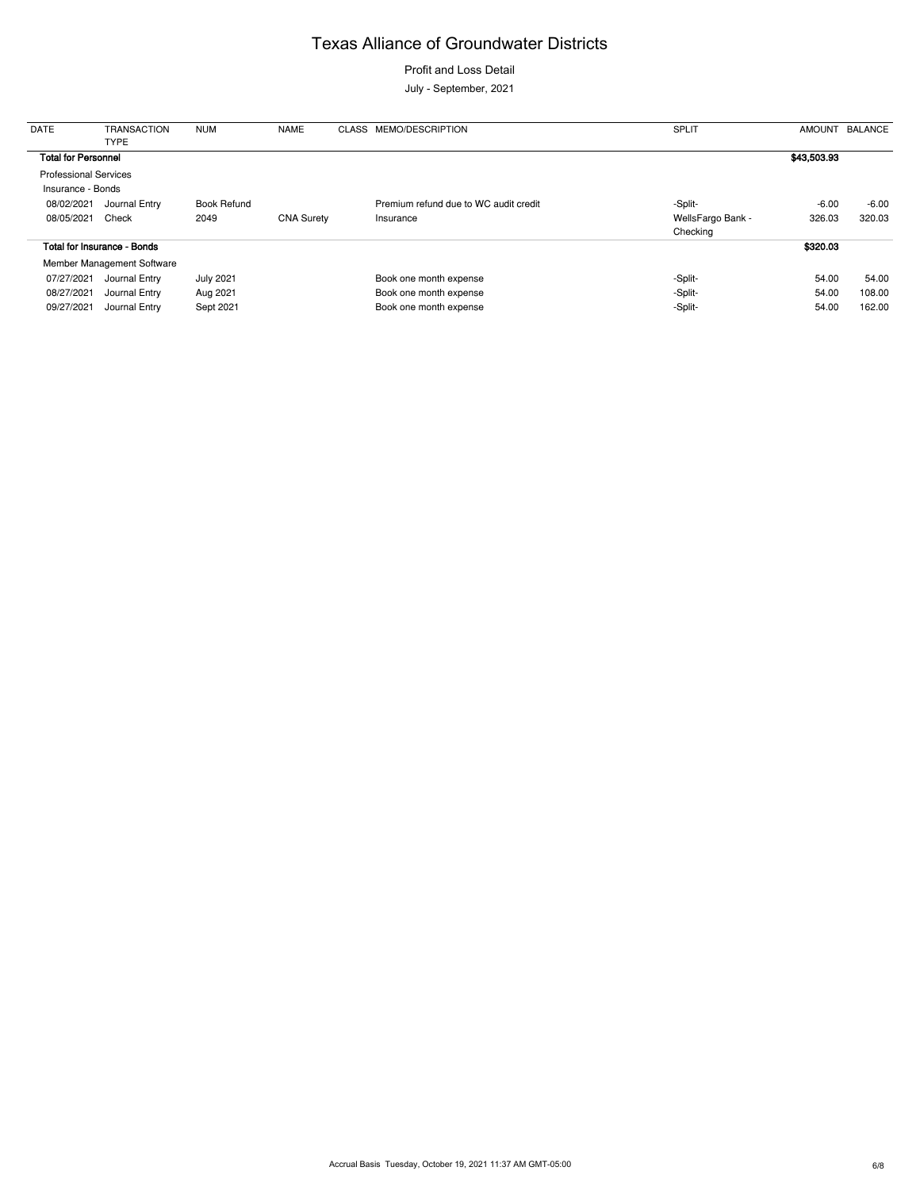# Texas Alliance of Groundwater Districts

Profit and Loss Detail

July - September, 2021

| DATE | TRANSACTION TYPE | NUM | NAME | CLASS | MEMO/DESCRIPTION | SPLIT | AMOUNT | BALANCE |
|---|---|---|---|---|---|---|---|---|
| **Total for Personnel** | | | | | | | **$43,503.93** | |
| Professional Services | | | | | | | | |
| Insurance - Bonds | | | | | | | | |
| 08/02/2021 | Journal Entry | Book Refund | | | Premium refund due to WC audit credit | -Split- | -6.00 | -6.00 |
| 08/05/2021 | Check | 2049 | CNA Surety | | Insurance | WellsFargo Bank - Checking | 326.03 | 320.03 |
| **Total for Insurance - Bonds** | | | | | | | **$320.03** | |
| Member Management Software | | | | | | | | |
| 07/27/2021 | Journal Entry | July 2021 | | | Book one month expense | -Split- | 54.00 | 54.00 |
| 08/27/2021 | Journal Entry | Aug 2021 | | | Book one month expense | -Split- | 54.00 | 108.00 |
| 09/27/2021 | Journal Entry | Sept 2021 | | | Book one month expense | -Split- | 54.00 | 162.00 |

Accrual Basis Tuesday, October 19, 2021 11:37 AM GMT-05:00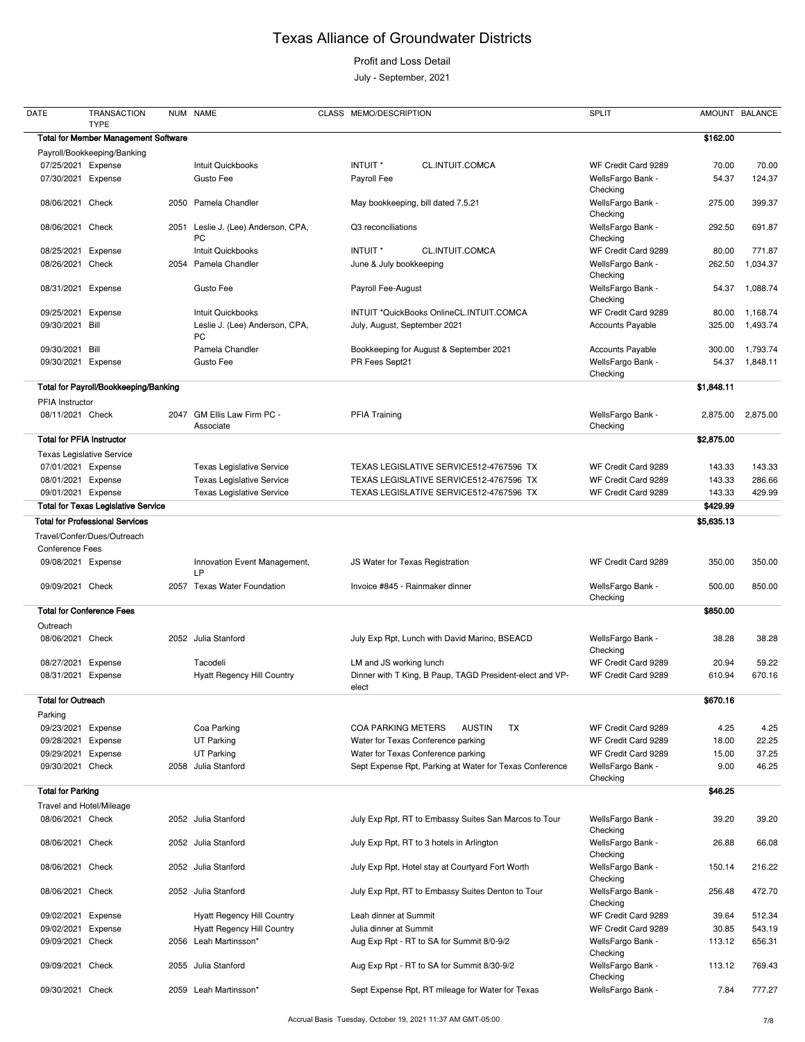# Texas Alliance of Groundwater Districts

Profit and Loss Detail

July - September, 2021

| DATE | TRANSACTION TYPE | NUM | NAME | CLASS | MEMO/DESCRIPTION | SPLIT | AMOUNT | BALANCE |
|---|---|---|---|---|---|---|---|---|
| **Total for Member Management Software** | | | | | | | **$162.00** | |
| Payroll/Bookkeeping/Banking | | | | | | | | |
| 07/25/2021 | Expense | | Intuit Quickbooks | | INTUIT * CL.INTUIT.COMCA | WF Credit Card 9289 | 70.00 | 70.00 |
| 07/30/2021 | Expense | | Gusto Fee | | Payroll Fee | WellsFargo Bank - Checking | 54.37 | 124.37 |
| 08/06/2021 | Check | 2050 | Pamela Chandler | | May bookkeeping, bill dated 7.5.21 | WellsFargo Bank - Checking | 275.00 | 399.37 |
| 08/06/2021 | Check | 2051 | Leslie J. (Lee) Anderson, CPA, PC | | Q3 reconciliations | WellsFargo Bank - Checking | 292.50 | 691.87 |
| 08/25/2021 | Expense | | Intuit Quickbooks | | INTUIT * CL.INTUIT.COMCA | WF Credit Card 9289 | 80.00 | 771.87 |
| 08/26/2021 | Check | 2054 | Pamela Chandler | | June & July bookkeeping | WellsFargo Bank - Checking | 262.50 | 1,034.37 |
| 08/31/2021 | Expense | | Gusto Fee | | Payroll Fee-August | WellsFargo Bank - Checking | 54.37 | 1,088.74 |
| 09/25/2021 | Expense | | Intuit Quickbooks | | INTUIT *QuickBooks OnlineCL.INTUIT.COMCA | WF Credit Card 9289 | 80.00 | 1,168.74 |
| 09/30/2021 | Bill | | Leslie J. (Lee) Anderson, CPA, PC | | July, August, September 2021 | Accounts Payable | 325.00 | 1,493.74 |
| 09/30/2021 | Bill | | Pamela Chandler | | Bookkeeping for August & September 2021 | Accounts Payable | 300.00 | 1,793.74 |
| 09/30/2021 | Expense | | Gusto Fee | | PR Fees Sept21 | WellsFargo Bank - Checking | 54.37 | 1,848.11 |
| **Total for Payroll/Bookkeeping/Banking** | | | | | | | **$1,848.11** | |
| PFIA Instructor | | | | | | | | |
| 08/11/2021 | Check | 2047 | GM Ellis Law Firm PC - Associate | | PFIA Training | WellsFargo Bank - Checking | 2,875.00 | 2,875.00 |
| **Total for PFIA Instructor** | | | | | | | **$2,875.00** | |
| Texas Legislative Service | | | | | | | | |
| 07/01/2021 | Expense | | Texas Legislative Service | | TEXAS LEGISLATIVE SERVICE512-4767596 TX | WF Credit Card 9289 | 143.33 | 143.33 |
| 08/01/2021 | Expense | | Texas Legislative Service | | TEXAS LEGISLATIVE SERVICE512-4767596 TX | WF Credit Card 9289 | 143.33 | 286.66 |
| 09/01/2021 | Expense | | Texas Legislative Service | | TEXAS LEGISLATIVE SERVICE512-4767596 TX | WF Credit Card 9289 | 143.33 | 429.99 |
| **Total for Texas Legislative Service** | | | | | | | **$429.99** | |
| **Total for Professional Services** | | | | | | | **$5,635.13** | |
| Travel/Confer/Dues/Outreach | | | | | | | | |
| Conference Fees | | | | | | | | |
| 09/08/2021 | Expense | | Innovation Event Management, LP | | JS Water for Texas Registration | WF Credit Card 9289 | 350.00 | 350.00 |
| 09/09/2021 | Check | 2057 | Texas Water Foundation | | Invoice #845 - Rainmaker dinner | WellsFargo Bank - Checking | 500.00 | 850.00 |
| **Total for Conference Fees** | | | | | | | **$850.00** | |
| Outreach | | | | | | | | |
| 08/06/2021 | Check | 2052 | Julia Stanford | | July Exp Rpt, Lunch with David Marino, BSEACD | WellsFargo Bank - Checking | 38.28 | 38.28 |
| 08/27/2021 | Expense | | Tacodeli | | LM and JS working lunch | WF Credit Card 9289 | 20.94 | 59.22 |
| 08/31/2021 | Expense | | Hyatt Regency Hill Country | | Dinner with T King, B Paup, TAGD President-elect and VP-elect | WF Credit Card 9289 | 610.94 | 670.16 |
| **Total for Outreach** | | | | | | | **$670.16** | |
| Parking | | | | | | | | |
| 09/23/2021 | Expense | | Coa Parking | | COA PARKING METERS AUSTIN TX | WF Credit Card 9289 | 4.25 | 4.25 |
| 09/28/2021 | Expense | | UT Parking | | Water for Texas Conference parking | WF Credit Card 9289 | 18.00 | 22.25 |
| 09/29/2021 | Expense | | UT Parking | | Water for Texas Conference parking | WF Credit Card 9289 | 15.00 | 37.25 |
| 09/30/2021 | Check | 2058 | Julia Stanford | | Sept Expense Rpt, Parking at Water for Texas Conference | WellsFargo Bank - Checking | 9.00 | 46.25 |
| **Total for Parking** | | | | | | | **$46.25** | |
| Travel and Hotel/Mileage | | | | | | | | |
| 08/06/2021 | Check | 2052 | Julia Stanford | | July Exp Rpt, RT to Embassy Suites San Marcos to Tour | WellsFargo Bank - Checking | 39.20 | 39.20 |
| 08/06/2021 | Check | 2052 | Julia Stanford | | July Exp Rpt, RT to 3 hotels in Arlington | WellsFargo Bank - Checking | 26.88 | 66.08 |
| 08/06/2021 | Check | 2052 | Julia Stanford | | July Exp Rpt, Hotel stay at Courtyard Fort Worth | WellsFargo Bank - Checking | 150.14 | 216.22 |
| 08/06/2021 | Check | 2052 | Julia Stanford | | July Exp Rpt, RT to Embassy Suites Denton to Tour | WellsFargo Bank - Checking | 256.48 | 472.70 |
| 09/02/2021 | Expense | | Hyatt Regency Hill Country | | Leah dinner at Summit | WF Credit Card 9289 | 39.64 | 512.34 |
| 09/02/2021 | Expense | | Hyatt Regency Hill Country | | Julia dinner at Summit | WF Credit Card 9289 | 30.85 | 543.19 |
| 09/09/2021 | Check | 2056 | Leah Martinsson* | | Aug Exp Rpt - RT to SA for Summit 8/0-9/2 | WellsFargo Bank - Checking | 113.12 | 656.31 |
| 09/09/2021 | Check | 2055 | Julia Stanford | | Aug Exp Rpt - RT to SA for Summit 8/30-9/2 | WellsFargo Bank - Checking | 113.12 | 769.43 |
| 09/30/2021 | Check | 2059 | Leah Martinsson* | | Sept Expense Rpt, RT mileage for Water for Texas | WellsFargo Bank - | 7.84 | 777.27 |

Accrual Basis Tuesday, October 19, 2021 11:37 AM GMT-05:00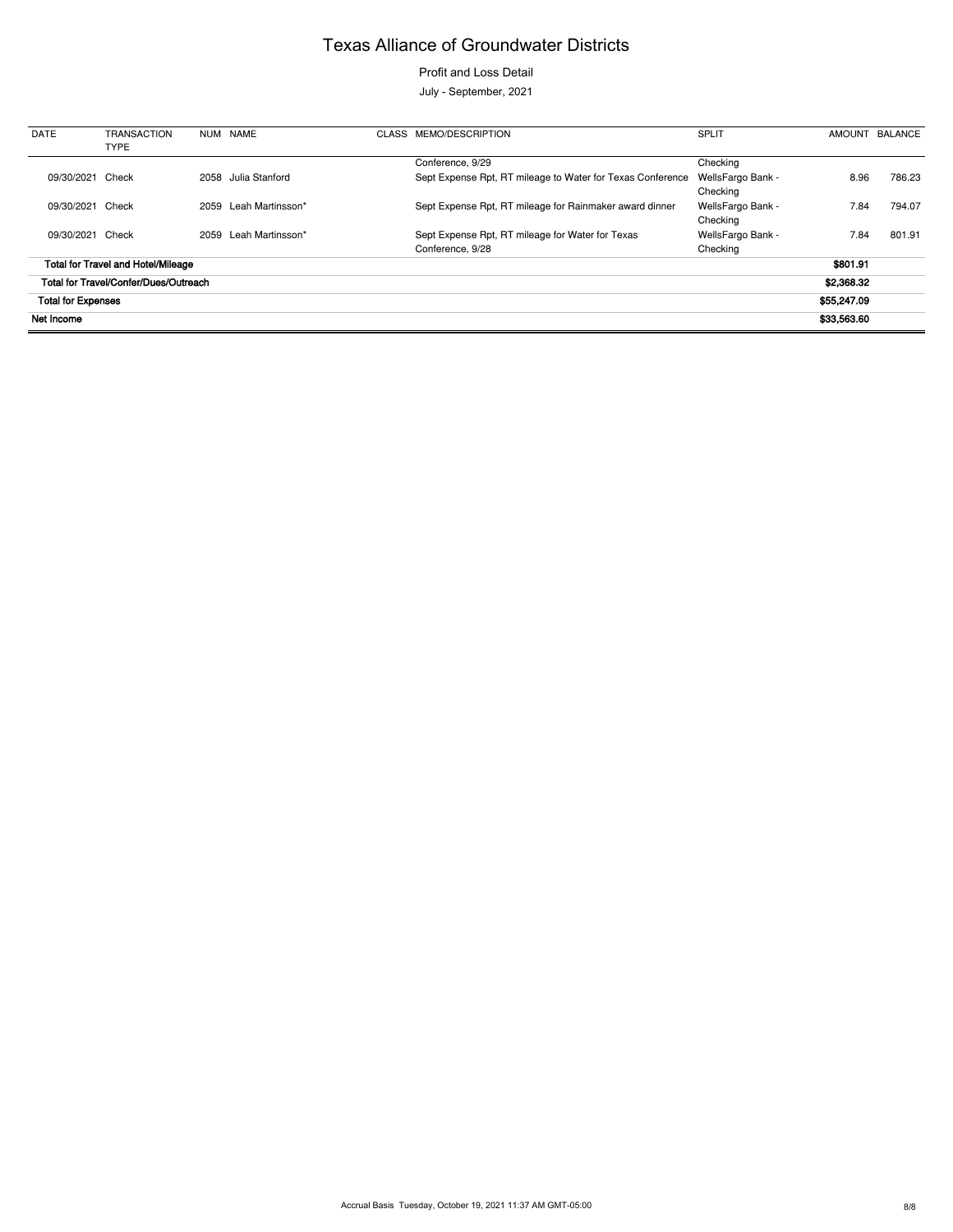# Texas Alliance of Groundwater Districts

Profit and Loss Detail

July - September, 2021

| DATE | TRANSACTION TYPE | NUM | NAME | CLASS | MEMO/DESCRIPTION | SPLIT | AMOUNT | BALANCE |
|---|---|---|---|---|---|---|---|---|
| | | | | | Conference, 9/29 | Checking | | |
| 09/30/2021 | Check | 2058 | Julia Stanford | | Sept Expense Rpt, RT mileage to Water for Texas Conference | WellsFargo Bank - Checking | 8.96 | 786.23 |
| 09/30/2021 | Check | 2059 | Leah Martinsson* | | Sept Expense Rpt, RT mileage for Rainmaker award dinner | WellsFargo Bank - Checking | 7.84 | 794.07 |
| 09/30/2021 | Check | 2059 | Leah Martinsson* | | Sept Expense Rpt, RT mileage for Water for Texas Conference, 9/28 | WellsFargo Bank - Checking | 7.84 | 801.91 |
| **Total for Travel and Hotel/Mileage** | | | | | | | **$801.91** | |
| **Total for Travel/Confer/Dues/Outreach** | | | | | | | **$2,368.32** | |
| **Total for Expenses** | | | | | | | **$55,247.09** | |
| **Net Income** | | | | | | | **$33,563.60** | |

Accrual Basis Tuesday, October 19, 2021 11:37 AM GMT-05:00